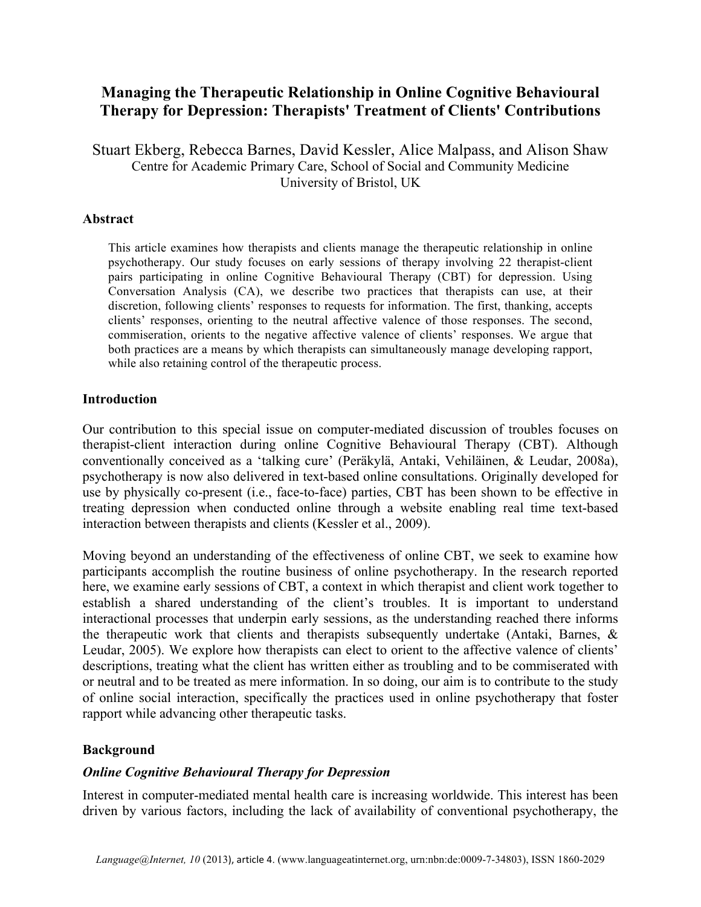# Managing the Therapeutic Relationship in Online Cognitive Behavioural Therapy for Depression: Therapists' Treatment of Clients' Contributions

Stuart Ekberg, Rebecca Barnes, David Kessler, Alice Malpass, and Alison Shaw
Centre for Academic Primary Care, School of Social and Community Medicine
University of Bristol, UK

## Abstract

This article examines how therapists and clients manage the therapeutic relationship in online psychotherapy. Our study focuses on early sessions of therapy involving 22 therapist-client pairs participating in online Cognitive Behavioural Therapy (CBT) for depression. Using Conversation Analysis (CA), we describe two practices that therapists can use, at their discretion, following clients' responses to requests for information. The first, thanking, accepts clients' responses, orienting to the neutral affective valence of those responses. The second, commiseration, orients to the negative affective valence of clients' responses. We argue that both practices are a means by which therapists can simultaneously manage developing rapport, while also retaining control of the therapeutic process.

## Introduction

Our contribution to this special issue on computer-mediated discussion of troubles focuses on therapist-client interaction during online Cognitive Behavioural Therapy (CBT). Although conventionally conceived as a 'talking cure' (Peräkylä, Antaki, Vehiläinen, & Leudar, 2008a), psychotherapy is now also delivered in text-based online consultations. Originally developed for use by physically co-present (i.e., face-to-face) parties, CBT has been shown to be effective in treating depression when conducted online through a website enabling real time text-based interaction between therapists and clients (Kessler et al., 2009).

Moving beyond an understanding of the effectiveness of online CBT, we seek to examine how participants accomplish the routine business of online psychotherapy. In the research reported here, we examine early sessions of CBT, a context in which therapist and client work together to establish a shared understanding of the client's troubles. It is important to understand interactional processes that underpin early sessions, as the understanding reached there informs the therapeutic work that clients and therapists subsequently undertake (Antaki, Barnes, & Leudar, 2005). We explore how therapists can elect to orient to the affective valence of clients' descriptions, treating what the client has written either as troubling and to be commiserated with or neutral and to be treated as mere information. In so doing, our aim is to contribute to the study of online social interaction, specifically the practices used in online psychotherapy that foster rapport while advancing other therapeutic tasks.

## Background

### *Online Cognitive Behavioural Therapy for Depression*

Interest in computer-mediated mental health care is increasing worldwide. This interest has been driven by various factors, including the lack of availability of conventional psychotherapy, the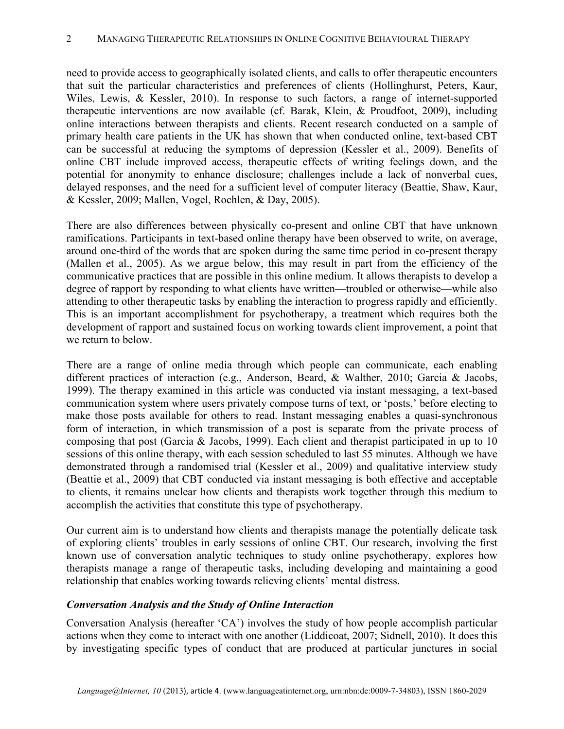need to provide access to geographically isolated clients, and calls to offer therapeutic encounters that suit the particular characteristics and preferences of clients (Hollinghurst, Peters, Kaur, Wiles, Lewis, & Kessler, 2010). In response to such factors, a range of internet-supported therapeutic interventions are now available (cf. Barak, Klein, & Proudfoot, 2009), including online interactions between therapists and clients. Recent research conducted on a sample of primary health care patients in the UK has shown that when conducted online, text-based CBT can be successful at reducing the symptoms of depression (Kessler et al., 2009). Benefits of online CBT include improved access, therapeutic effects of writing feelings down, and the potential for anonymity to enhance disclosure; challenges include a lack of nonverbal cues, delayed responses, and the need for a sufficient level of computer literacy (Beattie, Shaw, Kaur, & Kessler, 2009; Mallen, Vogel, Rochlen, & Day, 2005).

There are also differences between physically co-present and online CBT that have unknown ramifications. Participants in text-based online therapy have been observed to write, on average, around one-third of the words that are spoken during the same time period in co-present therapy (Mallen et al., 2005). As we argue below, this may result in part from the efficiency of the communicative practices that are possible in this online medium. It allows therapists to develop a degree of rapport by responding to what clients have written—troubled or otherwise—while also attending to other therapeutic tasks by enabling the interaction to progress rapidly and efficiently. This is an important accomplishment for psychotherapy, a treatment which requires both the development of rapport and sustained focus on working towards client improvement, a point that we return to below.

There are a range of online media through which people can communicate, each enabling different practices of interaction (e.g., Anderson, Beard, & Walther, 2010; Garcia & Jacobs, 1999). The therapy examined in this article was conducted via instant messaging, a text-based communication system where users privately compose turns of text, or 'posts,' before electing to make those posts available for others to read. Instant messaging enables a quasi-synchronous form of interaction, in which transmission of a post is separate from the private process of composing that post (Garcia & Jacobs, 1999). Each client and therapist participated in up to 10 sessions of this online therapy, with each session scheduled to last 55 minutes. Although we have demonstrated through a randomised trial (Kessler et al., 2009) and qualitative interview study (Beattie et al., 2009) that CBT conducted via instant messaging is both effective and acceptable to clients, it remains unclear how clients and therapists work together through this medium to accomplish the activities that constitute this type of psychotherapy.

Our current aim is to understand how clients and therapists manage the potentially delicate task of exploring clients' troubles in early sessions of online CBT. Our research, involving the first known use of conversation analytic techniques to study online psychotherapy, explores how therapists manage a range of therapeutic tasks, including developing and maintaining a good relationship that enables working towards relieving clients' mental distress.

### *Conversation Analysis and the Study of Online Interaction*

Conversation Analysis (hereafter 'CA') involves the study of how people accomplish particular actions when they come to interact with one another (Liddicoat, 2007; Sidnell, 2010). It does this by investigating specific types of conduct that are produced at particular junctures in social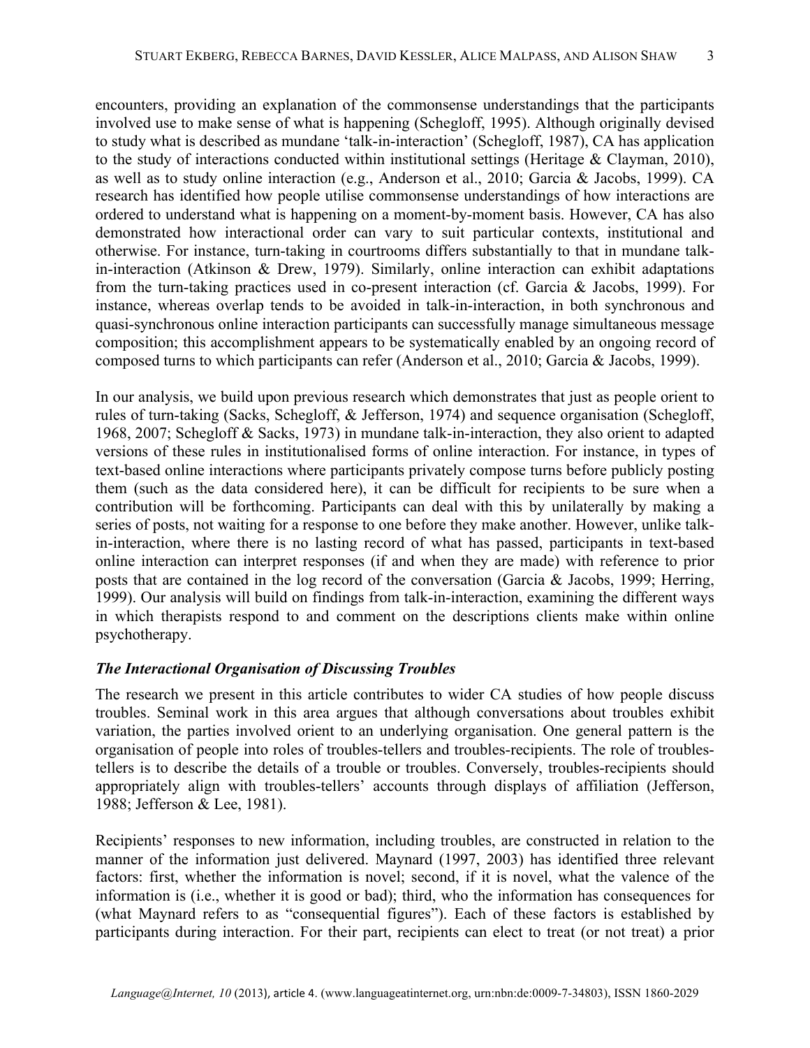encounters, providing an explanation of the commonsense understandings that the participants involved use to make sense of what is happening (Schegloff, 1995). Although originally devised to study what is described as mundane 'talk-in-interaction' (Schegloff, 1987), CA has application to the study of interactions conducted within institutional settings (Heritage & Clayman, 2010), as well as to study online interaction (e.g., Anderson et al., 2010; Garcia & Jacobs, 1999). CA research has identified how people utilise commonsense understandings of how interactions are ordered to understand what is happening on a moment-by-moment basis. However, CA has also demonstrated how interactional order can vary to suit particular contexts, institutional and otherwise. For instance, turn-taking in courtrooms differs substantially to that in mundane talk-in-interaction (Atkinson & Drew, 1979). Similarly, online interaction can exhibit adaptations from the turn-taking practices used in co-present interaction (cf. Garcia & Jacobs, 1999). For instance, whereas overlap tends to be avoided in talk-in-interaction, in both synchronous and quasi-synchronous online interaction participants can successfully manage simultaneous message composition; this accomplishment appears to be systematically enabled by an ongoing record of composed turns to which participants can refer (Anderson et al., 2010; Garcia & Jacobs, 1999).

In our analysis, we build upon previous research which demonstrates that just as people orient to rules of turn-taking (Sacks, Schegloff, & Jefferson, 1974) and sequence organisation (Schegloff, 1968, 2007; Schegloff & Sacks, 1973) in mundane talk-in-interaction, they also orient to adapted versions of these rules in institutionalised forms of online interaction. For instance, in types of text-based online interactions where participants privately compose turns before publicly posting them (such as the data considered here), it can be difficult for recipients to be sure when a contribution will be forthcoming. Participants can deal with this by unilaterally by making a series of posts, not waiting for a response to one before they make another. However, unlike talk-in-interaction, where there is no lasting record of what has passed, participants in text-based online interaction can interpret responses (if and when they are made) with reference to prior posts that are contained in the log record of the conversation (Garcia & Jacobs, 1999; Herring, 1999). Our analysis will build on findings from talk-in-interaction, examining the different ways in which therapists respond to and comment on the descriptions clients make within online psychotherapy.

### *The Interactional Organisation of Discussing Troubles*

The research we present in this article contributes to wider CA studies of how people discuss troubles. Seminal work in this area argues that although conversations about troubles exhibit variation, the parties involved orient to an underlying organisation. One general pattern is the organisation of people into roles of troubles-tellers and troubles-recipients. The role of troubles-tellers is to describe the details of a trouble or troubles. Conversely, troubles-recipients should appropriately align with troubles-tellers' accounts through displays of affiliation (Jefferson, 1988; Jefferson & Lee, 1981).

Recipients' responses to new information, including troubles, are constructed in relation to the manner of the information just delivered. Maynard (1997, 2003) has identified three relevant factors: first, whether the information is novel; second, if it is novel, what the valence of the information is (i.e., whether it is good or bad); third, who the information has consequences for (what Maynard refers to as "consequential figures"). Each of these factors is established by participants during interaction. For their part, recipients can elect to treat (or not treat) a prior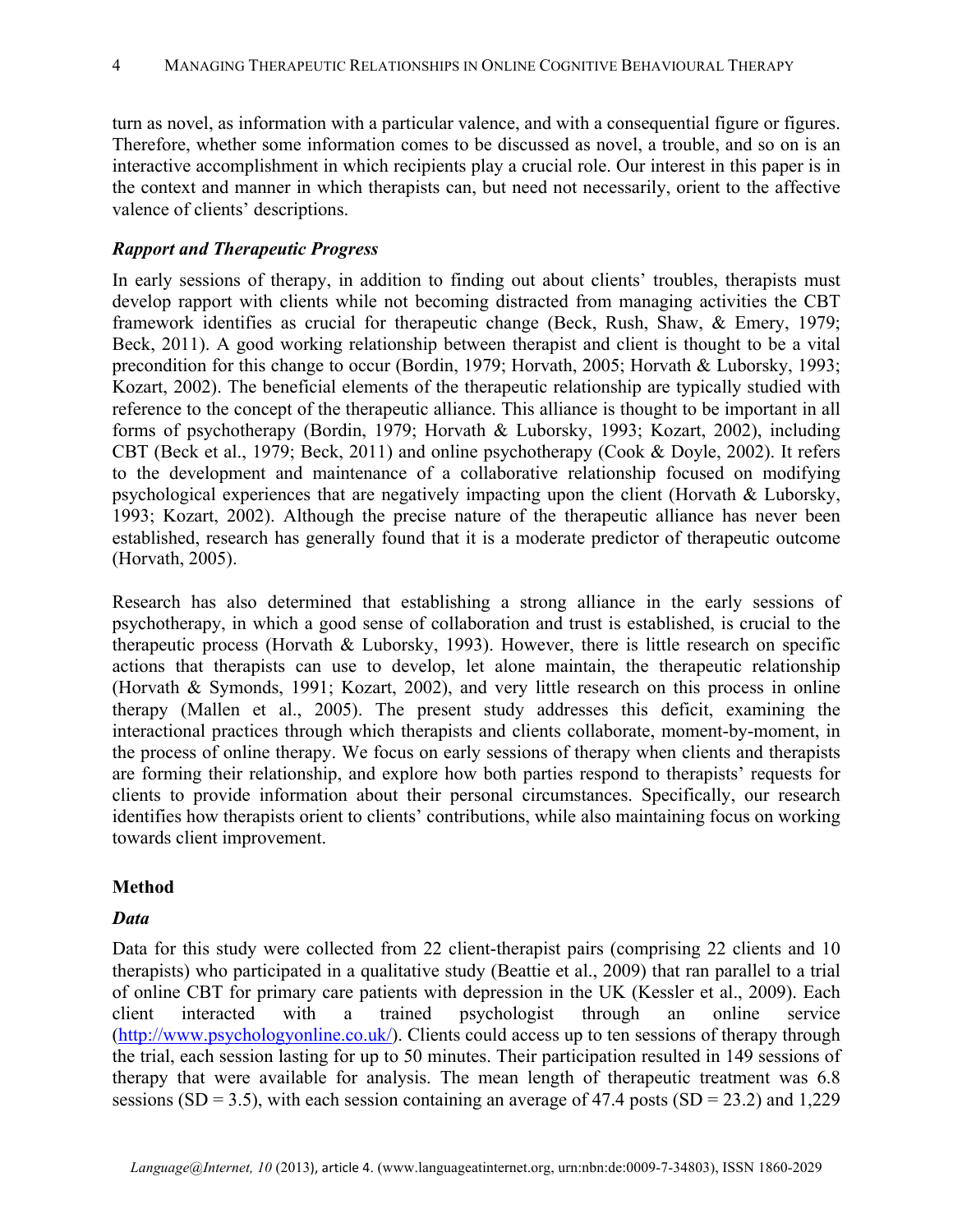turn as novel, as information with a particular valence, and with a consequential figure or figures. Therefore, whether some information comes to be discussed as novel, a trouble, and so on is an interactive accomplishment in which recipients play a crucial role. Our interest in this paper is in the context and manner in which therapists can, but need not necessarily, orient to the affective valence of clients' descriptions.

### *Rapport and Therapeutic Progress*

In early sessions of therapy, in addition to finding out about clients' troubles, therapists must develop rapport with clients while not becoming distracted from managing activities the CBT framework identifies as crucial for therapeutic change (Beck, Rush, Shaw, & Emery, 1979; Beck, 2011). A good working relationship between therapist and client is thought to be a vital precondition for this change to occur (Bordin, 1979; Horvath, 2005; Horvath & Luborsky, 1993; Kozart, 2002). The beneficial elements of the therapeutic relationship are typically studied with reference to the concept of the therapeutic alliance. This alliance is thought to be important in all forms of psychotherapy (Bordin, 1979; Horvath & Luborsky, 1993; Kozart, 2002), including CBT (Beck et al., 1979; Beck, 2011) and online psychotherapy (Cook & Doyle, 2002). It refers to the development and maintenance of a collaborative relationship focused on modifying psychological experiences that are negatively impacting upon the client (Horvath & Luborsky, 1993; Kozart, 2002). Although the precise nature of the therapeutic alliance has never been established, research has generally found that it is a moderate predictor of therapeutic outcome (Horvath, 2005).

Research has also determined that establishing a strong alliance in the early sessions of psychotherapy, in which a good sense of collaboration and trust is established, is crucial to the therapeutic process (Horvath & Luborsky, 1993). However, there is little research on specific actions that therapists can use to develop, let alone maintain, the therapeutic relationship (Horvath & Symonds, 1991; Kozart, 2002), and very little research on this process in online therapy (Mallen et al., 2005). The present study addresses this deficit, examining the interactional practices through which therapists and clients collaborate, moment-by-moment, in the process of online therapy. We focus on early sessions of therapy when clients and therapists are forming their relationship, and explore how both parties respond to therapists' requests for clients to provide information about their personal circumstances. Specifically, our research identifies how therapists orient to clients' contributions, while also maintaining focus on working towards client improvement.

## Method

### *Data*

Data for this study were collected from 22 client-therapist pairs (comprising 22 clients and 10 therapists) who participated in a qualitative study (Beattie et al., 2009) that ran parallel to a trial of online CBT for primary care patients with depression in the UK (Kessler et al., 2009). Each client interacted with a trained psychologist through an online service (http://www.psychologyonline.co.uk/). Clients could access up to ten sessions of therapy through the trial, each session lasting for up to 50 minutes. Their participation resulted in 149 sessions of therapy that were available for analysis. The mean length of therapeutic treatment was 6.8 sessions (SD = 3.5), with each session containing an average of 47.4 posts (SD = 23.2) and 1,229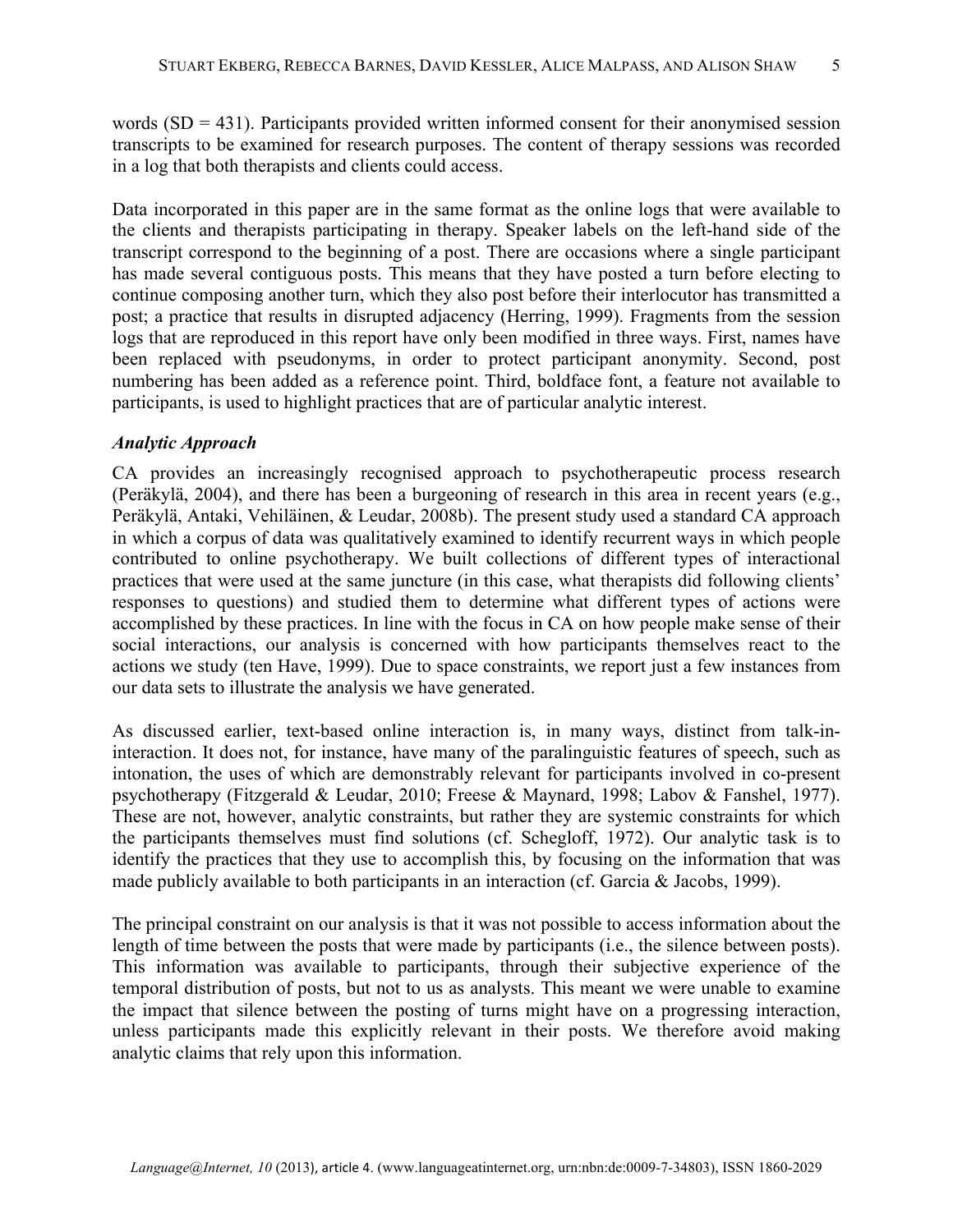words (SD = 431). Participants provided written informed consent for their anonymised session transcripts to be examined for research purposes. The content of therapy sessions was recorded in a log that both therapists and clients could access.

Data incorporated in this paper are in the same format as the online logs that were available to the clients and therapists participating in therapy. Speaker labels on the left-hand side of the transcript correspond to the beginning of a post. There are occasions where a single participant has made several contiguous posts. This means that they have posted a turn before electing to continue composing another turn, which they also post before their interlocutor has transmitted a post; a practice that results in disrupted adjacency (Herring, 1999). Fragments from the session logs that are reproduced in this report have only been modified in three ways. First, names have been replaced with pseudonyms, in order to protect participant anonymity. Second, post numbering has been added as a reference point. Third, boldface font, a feature not available to participants, is used to highlight practices that are of particular analytic interest.

### ***Analytic Approach***

CA provides an increasingly recognised approach to psychotherapeutic process research (Peräkylä, 2004), and there has been a burgeoning of research in this area in recent years (e.g., Peräkylä, Antaki, Vehiläinen, & Leudar, 2008b). The present study used a standard CA approach in which a corpus of data was qualitatively examined to identify recurrent ways in which people contributed to online psychotherapy. We built collections of different types of interactional practices that were used at the same juncture (in this case, what therapists did following clients' responses to questions) and studied them to determine what different types of actions were accomplished by these practices. In line with the focus in CA on how people make sense of their social interactions, our analysis is concerned with how participants themselves react to the actions we study (ten Have, 1999). Due to space constraints, we report just a few instances from our data sets to illustrate the analysis we have generated.

As discussed earlier, text-based online interaction is, in many ways, distinct from talk-in-interaction. It does not, for instance, have many of the paralinguistic features of speech, such as intonation, the uses of which are demonstrably relevant for participants involved in co-present psychotherapy (Fitzgerald & Leudar, 2010; Freese & Maynard, 1998; Labov & Fanshel, 1977). These are not, however, analytic constraints, but rather they are systemic constraints for which the participants themselves must find solutions (cf. Schegloff, 1972). Our analytic task is to identify the practices that they use to accomplish this, by focusing on the information that was made publicly available to both participants in an interaction (cf. Garcia & Jacobs, 1999).

The principal constraint on our analysis is that it was not possible to access information about the length of time between the posts that were made by participants (i.e., the silence between posts). This information was available to participants, through their subjective experience of the temporal distribution of posts, but not to us as analysts. This meant we were unable to examine the impact that silence between the posting of turns might have on a progressing interaction, unless participants made this explicitly relevant in their posts. We therefore avoid making analytic claims that rely upon this information.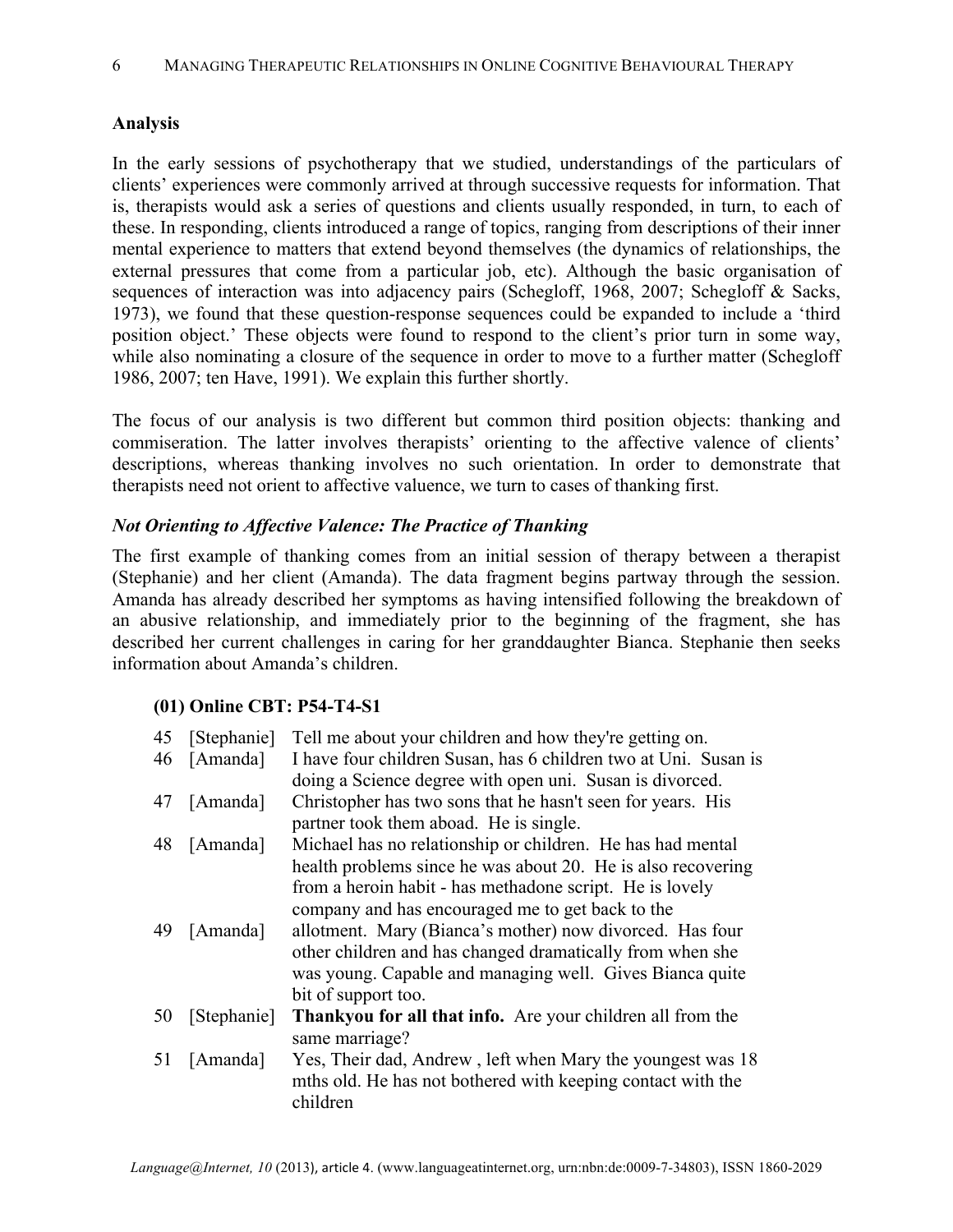## Analysis

In the early sessions of psychotherapy that we studied, understandings of the particulars of clients' experiences were commonly arrived at through successive requests for information. That is, therapists would ask a series of questions and clients usually responded, in turn, to each of these. In responding, clients introduced a range of topics, ranging from descriptions of their inner mental experience to matters that extend beyond themselves (the dynamics of relationships, the external pressures that come from a particular job, etc). Although the basic organisation of sequences of interaction was into adjacency pairs (Schegloff, 1968, 2007; Schegloff & Sacks, 1973), we found that these question-response sequences could be expanded to include a 'third position object.' These objects were found to respond to the client's prior turn in some way, while also nominating a closure of the sequence in order to move to a further matter (Schegloff 1986, 2007; ten Have, 1991). We explain this further shortly.

The focus of our analysis is two different but common third position objects: thanking and commiseration. The latter involves therapists' orienting to the affective valence of clients' descriptions, whereas thanking involves no such orientation. In order to demonstrate that therapists need not orient to affective valuence, we turn to cases of thanking first.

### *Not Orienting to Affective Valence: The Practice of Thanking*

The first example of thanking comes from an initial session of therapy between a therapist (Stephanie) and her client (Amanda). The data fragment begins partway through the session. Amanda has already described her symptoms as having intensified following the breakdown of an abusive relationship, and immediately prior to the beginning of the fragment, she has described her current challenges in caring for her granddaughter Bianca. Stephanie then seeks information about Amanda's children.

**(01) Online CBT: P54-T4-S1**

| | | |
|---|---|---|
| 45 | [Stephanie] | Tell me about your children and how they're getting on. |
| 46 | [Amanda] | I have four children Susan, has 6 children two at Uni. Susan is doing a Science degree with open uni. Susan is divorced. |
| 47 | [Amanda] | Christopher has two sons that he hasn't seen for years. His partner took them aboad. He is single. |
| 48 | [Amanda] | Michael has no relationship or children. He has had mental health problems since he was about 20. He is also recovering from a heroin habit - has methadone script. He is lovely company and has encouraged me to get back to the |
| 49 | [Amanda] | allotment. Mary (Bianca's mother) now divorced. Has four other children and has changed dramatically from when she was young. Capable and managing well. Gives Bianca quite bit of support too. |
| 50 | [Stephanie] | **Thankyou for all that info.** Are your children all from the same marriage? |
| 51 | [Amanda] | Yes, Their dad, Andrew , left when Mary the youngest was 18 mths old. He has not bothered with keeping contact with the children |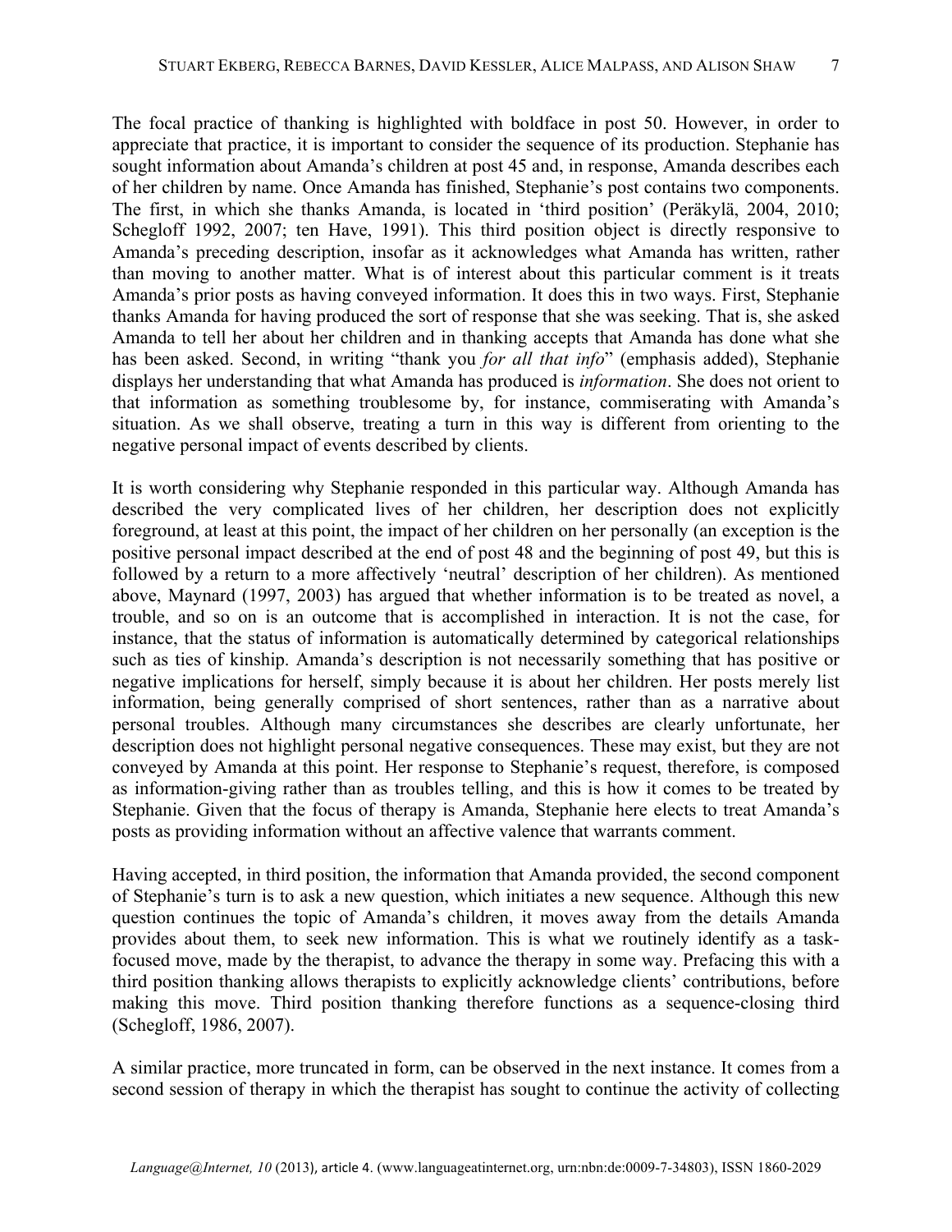The focal practice of thanking is highlighted with boldface in post 50. However, in order to appreciate that practice, it is important to consider the sequence of its production. Stephanie has sought information about Amanda's children at post 45 and, in response, Amanda describes each of her children by name. Once Amanda has finished, Stephanie's post contains two components. The first, in which she thanks Amanda, is located in 'third position' (Peräkylä, 2004, 2010; Schegloff 1992, 2007; ten Have, 1991). This third position object is directly responsive to Amanda's preceding description, insofar as it acknowledges what Amanda has written, rather than moving to another matter. What is of interest about this particular comment is it treats Amanda's prior posts as having conveyed information. It does this in two ways. First, Stephanie thanks Amanda for having produced the sort of response that she was seeking. That is, she asked Amanda to tell her about her children and in thanking accepts that Amanda has done what she has been asked. Second, in writing "thank you *for all that info*" (emphasis added), Stephanie displays her understanding that what Amanda has produced is *information*. She does not orient to that information as something troublesome by, for instance, commiserating with Amanda's situation. As we shall observe, treating a turn in this way is different from orienting to the negative personal impact of events described by clients.

It is worth considering why Stephanie responded in this particular way. Although Amanda has described the very complicated lives of her children, her description does not explicitly foreground, at least at this point, the impact of her children on her personally (an exception is the positive personal impact described at the end of post 48 and the beginning of post 49, but this is followed by a return to a more affectively 'neutral' description of her children). As mentioned above, Maynard (1997, 2003) has argued that whether information is to be treated as novel, a trouble, and so on is an outcome that is accomplished in interaction. It is not the case, for instance, that the status of information is automatically determined by categorical relationships such as ties of kinship. Amanda's description is not necessarily something that has positive or negative implications for herself, simply because it is about her children. Her posts merely list information, being generally comprised of short sentences, rather than as a narrative about personal troubles. Although many circumstances she describes are clearly unfortunate, her description does not highlight personal negative consequences. These may exist, but they are not conveyed by Amanda at this point. Her response to Stephanie's request, therefore, is composed as information-giving rather than as troubles telling, and this is how it comes to be treated by Stephanie. Given that the focus of therapy is Amanda, Stephanie here elects to treat Amanda's posts as providing information without an affective valence that warrants comment.

Having accepted, in third position, the information that Amanda provided, the second component of Stephanie's turn is to ask a new question, which initiates a new sequence. Although this new question continues the topic of Amanda's children, it moves away from the details Amanda provides about them, to seek new information. This is what we routinely identify as a task-focused move, made by the therapist, to advance the therapy in some way. Prefacing this with a third position thanking allows therapists to explicitly acknowledge clients' contributions, before making this move. Third position thanking therefore functions as a sequence-closing third (Schegloff, 1986, 2007).

A similar practice, more truncated in form, can be observed in the next instance. It comes from a second session of therapy in which the therapist has sought to continue the activity of collecting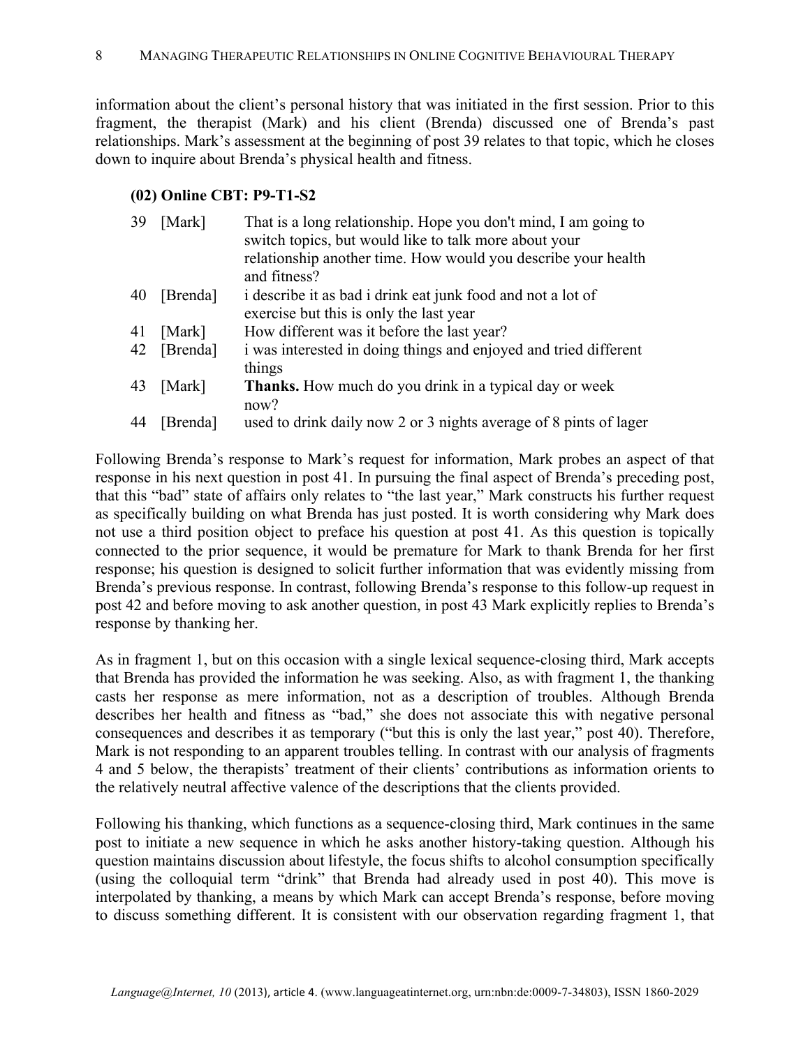information about the client's personal history that was initiated in the first session. Prior to this fragment, the therapist (Mark) and his client (Brenda) discussed one of Brenda's past relationships. Mark's assessment at the beginning of post 39 relates to that topic, which he closes down to inquire about Brenda's physical health and fitness.

**(02) Online CBT: P9-T1-S2**

| | | |
|---|---|---|
| 39 | [Mark] | That is a long relationship. Hope you don't mind, I am going to switch topics, but would like to talk more about your relationship another time. How would you describe your health and fitness? |
| 40 | [Brenda] | i describe it as bad i drink eat junk food and not a lot of exercise but this is only the last year |
| 41 | [Mark] | How different was it before the last year? |
| 42 | [Brenda] | i was interested in doing things and enjoyed and tried different things |
| 43 | [Mark] | **Thanks.** How much do you drink in a typical day or week now? |
| 44 | [Brenda] | used to drink daily now 2 or 3 nights average of 8 pints of lager |

Following Brenda's response to Mark's request for information, Mark probes an aspect of that response in his next question in post 41. In pursuing the final aspect of Brenda's preceding post, that this "bad" state of affairs only relates to "the last year," Mark constructs his further request as specifically building on what Brenda has just posted. It is worth considering why Mark does not use a third position object to preface his question at post 41. As this question is topically connected to the prior sequence, it would be premature for Mark to thank Brenda for her first response; his question is designed to solicit further information that was evidently missing from Brenda's previous response. In contrast, following Brenda's response to this follow-up request in post 42 and before moving to ask another question, in post 43 Mark explicitly replies to Brenda's response by thanking her.

As in fragment 1, but on this occasion with a single lexical sequence-closing third, Mark accepts that Brenda has provided the information he was seeking. Also, as with fragment 1, the thanking casts her response as mere information, not as a description of troubles. Although Brenda describes her health and fitness as "bad," she does not associate this with negative personal consequences and describes it as temporary ("but this is only the last year," post 40). Therefore, Mark is not responding to an apparent troubles telling. In contrast with our analysis of fragments 4 and 5 below, the therapists' treatment of their clients' contributions as information orients to the relatively neutral affective valence of the descriptions that the clients provided.

Following his thanking, which functions as a sequence-closing third, Mark continues in the same post to initiate a new sequence in which he asks another history-taking question. Although his question maintains discussion about lifestyle, the focus shifts to alcohol consumption specifically (using the colloquial term "drink" that Brenda had already used in post 40). This move is interpolated by thanking, a means by which Mark can accept Brenda's response, before moving to discuss something different. It is consistent with our observation regarding fragment 1, that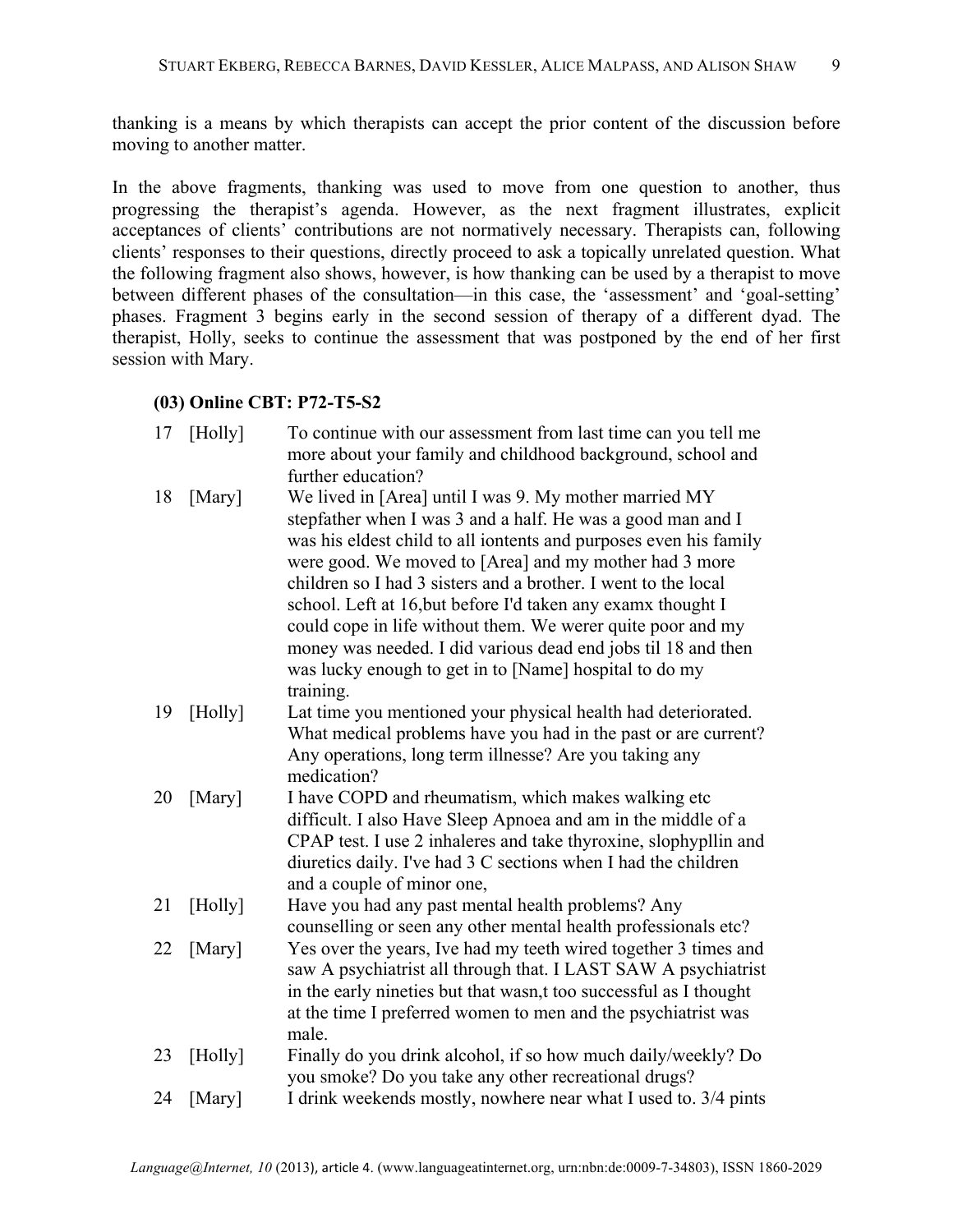thanking is a means by which therapists can accept the prior content of the discussion before moving to another matter.

In the above fragments, thanking was used to move from one question to another, thus progressing the therapist's agenda. However, as the next fragment illustrates, explicit acceptances of clients' contributions are not normatively necessary. Therapists can, following clients' responses to their questions, directly proceed to ask a topically unrelated question. What the following fragment also shows, however, is how thanking can be used by a therapist to move between different phases of the consultation—in this case, the 'assessment' and 'goal-setting' phases. Fragment 3 begins early in the second session of therapy of a different dyad. The therapist, Holly, seeks to continue the assessment that was postponed by the end of her first session with Mary.

**(03) Online CBT: P72-T5-S2**

| | | |
|---|---|---|
| 17 | [Holly] | To continue with our assessment from last time can you tell me more about your family and childhood background, school and further education? |
| 18 | [Mary] | We lived in [Area] until I was 9. My mother married MY stepfather when I was 3 and a half. He was a good man and I was his eldest child to all iontents and purposes even his family were good. We moved to [Area] and my mother had 3 more children so I had 3 sisters and a brother. I went to the local school. Left at 16,but before I'd taken any examx thought I could cope in life without them. We werer quite poor and my money was needed. I did various dead end jobs til 18 and then was lucky enough to get in to [Name] hospital to do my training. |
| 19 | [Holly] | Lat time you mentioned your physical health had deteriorated. What medical problems have you had in the past or are current? Any operations, long term illnesse? Are you taking any medication? |
| 20 | [Mary] | I have COPD and rheumatism, which makes walking etc difficult. I also Have Sleep Apnoea and am in the middle of a CPAP test. I use 2 inhaleres and take thyroxine, slophypllin and diuretics daily. I've had 3 C sections when I had the children and a couple of minor one, |
| 21 | [Holly] | Have you had any past mental health problems? Any counselling or seen any other mental health professionals etc? |
| 22 | [Mary] | Yes over the years, Ive had my teeth wired together 3 times and saw A psychiatrist all through that. I LAST SAW A psychiatrist in the early nineties but that wasn,t too successful as I thought at the time I preferred women to men and the psychiatrist was male. |
| 23 | [Holly] | Finally do you drink alcohol, if so how much daily/weekly? Do you smoke? Do you take any other recreational drugs? |
| 24 | [Mary] | I drink weekends mostly, nowhere near what I used to. 3/4 pints |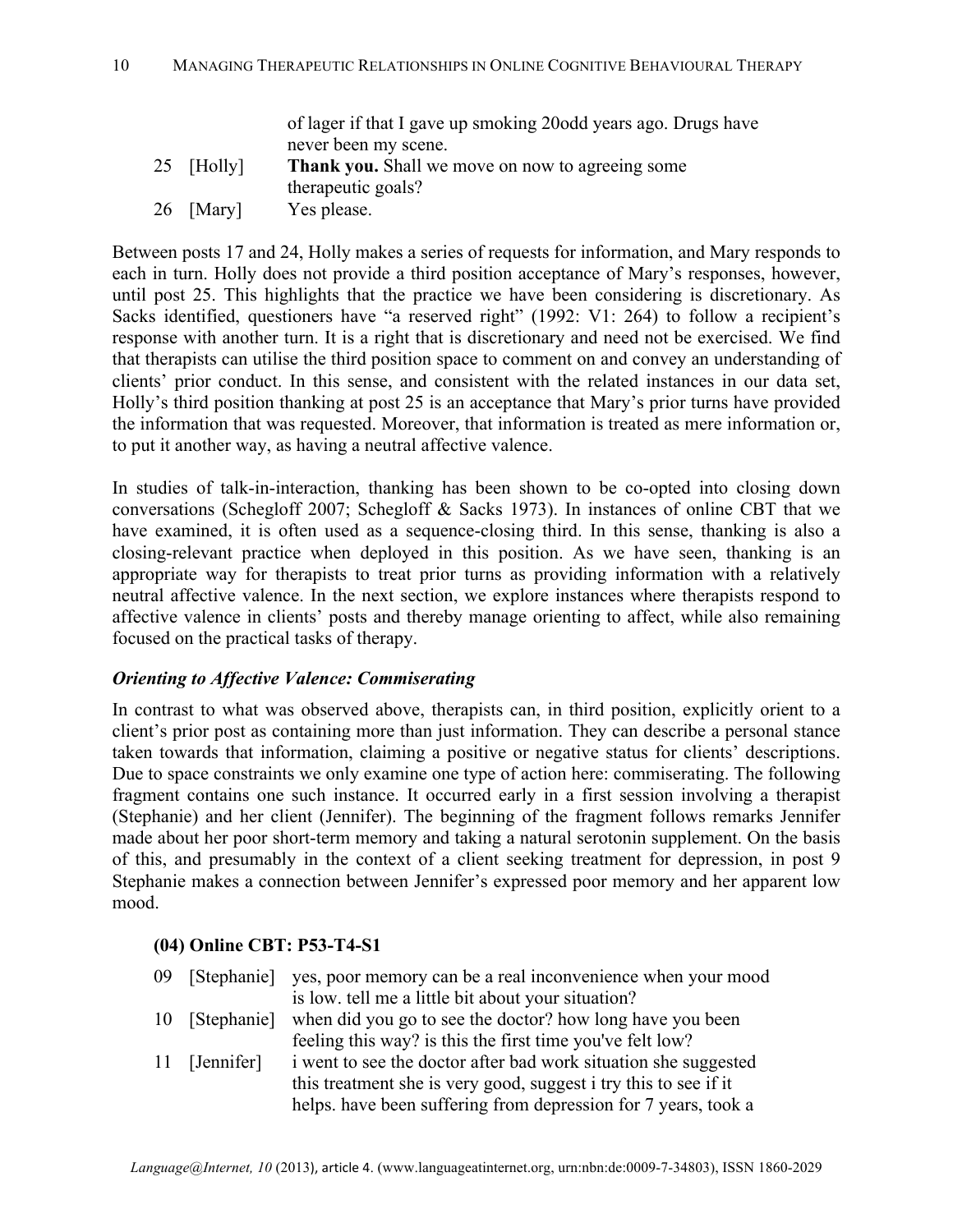|  |  | of lager if that I gave up smoking 20odd years ago. Drugs have never been my scene. |
|---|---|---|
| 25 | [Holly] | **Thank you.** Shall we move on now to agreeing some therapeutic goals? |
| 26 | [Mary] | Yes please. |

Between posts 17 and 24, Holly makes a series of requests for information, and Mary responds to each in turn. Holly does not provide a third position acceptance of Mary's responses, however, until post 25. This highlights that the practice we have been considering is discretionary. As Sacks identified, questioners have "a reserved right" (1992: V1: 264) to follow a recipient's response with another turn. It is a right that is discretionary and need not be exercised. We find that therapists can utilise the third position space to comment on and convey an understanding of clients' prior conduct. In this sense, and consistent with the related instances in our data set, Holly's third position thanking at post 25 is an acceptance that Mary's prior turns have provided the information that was requested. Moreover, that information is treated as mere information or, to put it another way, as having a neutral affective valence.

In studies of talk-in-interaction, thanking has been shown to be co-opted into closing down conversations (Schegloff 2007; Schegloff & Sacks 1973). In instances of online CBT that we have examined, it is often used as a sequence-closing third. In this sense, thanking is also a closing-relevant practice when deployed in this position. As we have seen, thanking is an appropriate way for therapists to treat prior turns as providing information with a relatively neutral affective valence. In the next section, we explore instances where therapists respond to affective valence in clients' posts and thereby manage orienting to affect, while also remaining focused on the practical tasks of therapy.

### *Orienting to Affective Valence: Commiserating*

In contrast to what was observed above, therapists can, in third position, explicitly orient to a client's prior post as containing more than just information. They can describe a personal stance taken towards that information, claiming a positive or negative status for clients' descriptions. Due to space constraints we only examine one type of action here: commiserating. The following fragment contains one such instance. It occurred early in a first session involving a therapist (Stephanie) and her client (Jennifer). The beginning of the fragment follows remarks Jennifer made about her poor short-term memory and taking a natural serotonin supplement. On the basis of this, and presumably in the context of a client seeking treatment for depression, in post 9 Stephanie makes a connection between Jennifer's expressed poor memory and her apparent low mood.

**(04) Online CBT: P53-T4-S1**

|  |  |  |
|---|---|---|
| 09 | [Stephanie] | yes, poor memory can be a real inconvenience when your mood is low. tell me a little bit about your situation? |
| 10 | [Stephanie] | when did you go to see the doctor? how long have you been feeling this way? is this the first time you've felt low? |
| 11 | [Jennifer] | i went to see the doctor after bad work situation she suggested this treatment she is very good, suggest i try this to see if it helps. have been suffering from depression for 7 years, took a |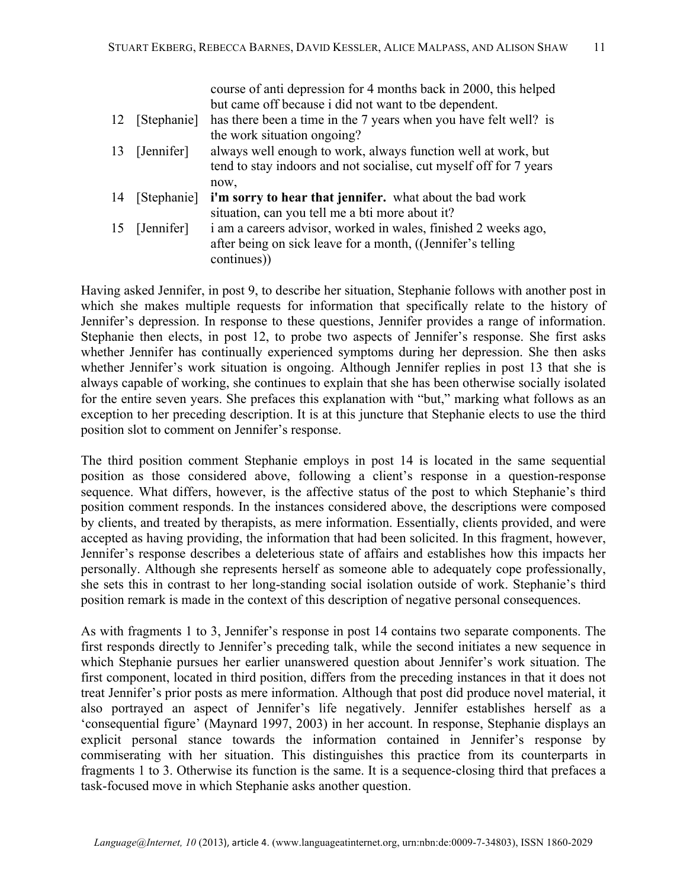|  |  |  |
|---|---|---|
|  |  | course of anti depression for 4 months back in 2000, this helped but came off because i did not want to tbe dependent. |
| 12 | [Stephanie] | has there been a time in the 7 years when you have felt well?  is the work situation ongoing? |
| 13 | [Jennifer] | always well enough to work, always function well at work, but tend to stay indoors and not socialise, cut myself off for 7 years now, |
| 14 | [Stephanie] | **i'm sorry to hear that jennifer.**  what about the bad work situation, can you tell me a bti more about it? |
| 15 | [Jennifer] | i am a careers advisor, worked in wales, finished 2 weeks ago, after being on sick leave for a month, ((Jennifer's telling continues)) |

Having asked Jennifer, in post 9, to describe her situation, Stephanie follows with another post in which she makes multiple requests for information that specifically relate to the history of Jennifer's depression. In response to these questions, Jennifer provides a range of information. Stephanie then elects, in post 12, to probe two aspects of Jennifer's response. She first asks whether Jennifer has continually experienced symptoms during her depression. She then asks whether Jennifer's work situation is ongoing. Although Jennifer replies in post 13 that she is always capable of working, she continues to explain that she has been otherwise socially isolated for the entire seven years. She prefaces this explanation with "but," marking what follows as an exception to her preceding description. It is at this juncture that Stephanie elects to use the third position slot to comment on Jennifer's response.

The third position comment Stephanie employs in post 14 is located in the same sequential position as those considered above, following a client's response in a question-response sequence. What differs, however, is the affective status of the post to which Stephanie's third position comment responds. In the instances considered above, the descriptions were composed by clients, and treated by therapists, as mere information. Essentially, clients provided, and were accepted as having providing, the information that had been solicited. In this fragment, however, Jennifer's response describes a deleterious state of affairs and establishes how this impacts her personally. Although she represents herself as someone able to adequately cope professionally, she sets this in contrast to her long-standing social isolation outside of work. Stephanie's third position remark is made in the context of this description of negative personal consequences.

As with fragments 1 to 3, Jennifer's response in post 14 contains two separate components. The first responds directly to Jennifer's preceding talk, while the second initiates a new sequence in which Stephanie pursues her earlier unanswered question about Jennifer's work situation. The first component, located in third position, differs from the preceding instances in that it does not treat Jennifer's prior posts as mere information. Although that post did produce novel material, it also portrayed an aspect of Jennifer's life negatively. Jennifer establishes herself as a 'consequential figure' (Maynard 1997, 2003) in her account. In response, Stephanie displays an explicit personal stance towards the information contained in Jennifer's response by commiserating with her situation. This distinguishes this practice from its counterparts in fragments 1 to 3. Otherwise its function is the same. It is a sequence-closing third that prefaces a task-focused move in which Stephanie asks another question.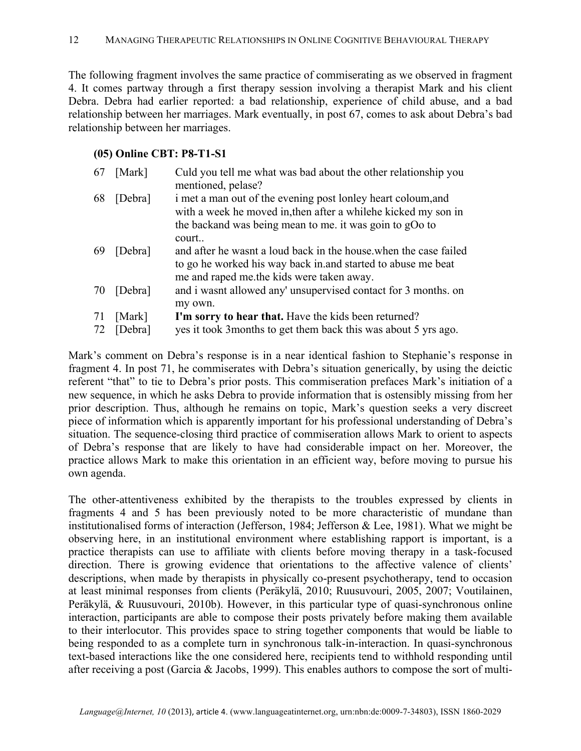The following fragment involves the same practice of commiserating as we observed in fragment 4. It comes partway through a first therapy session involving a therapist Mark and his client Debra. Debra had earlier reported: a bad relationship, experience of child abuse, and a bad relationship between her marriages. Mark eventually, in post 67, comes to ask about Debra's bad relationship between her marriages.

**(05) Online CBT: P8-T1-S1**

| | | |
|---|---|---|
| 67 | [Mark] | Culd you tell me what was bad about the other relationship you mentioned, pelase? |
| 68 | [Debra] | i met a man out of the evening post lonley heart coloum,and with a week he moved in,then after a whilehe kicked my son in the backand was being mean to me. it was goin to gOo to court.. |
| 69 | [Debra] | and after he wasnt a loud back in the house.when the case failed to go he worked his way back in.and started to abuse me beat me and raped me.the kids were taken away. |
| 70 | [Debra] | and i wasnt allowed any' unsupervised contact for 3 months. on my own. |
| 71 | [Mark] | **I'm sorry to hear that.** Have the kids been returned? |
| 72 | [Debra] | yes it took 3months to get them back this was about 5 yrs ago. |

Mark's comment on Debra's response is in a near identical fashion to Stephanie's response in fragment 4. In post 71, he commiserates with Debra's situation generically, by using the deictic referent "that" to tie to Debra's prior posts. This commiseration prefaces Mark's initiation of a new sequence, in which he asks Debra to provide information that is ostensibly missing from her prior description. Thus, although he remains on topic, Mark's question seeks a very discreet piece of information which is apparently important for his professional understanding of Debra's situation. The sequence-closing third practice of commiseration allows Mark to orient to aspects of Debra's response that are likely to have had considerable impact on her. Moreover, the practice allows Mark to make this orientation in an efficient way, before moving to pursue his own agenda.

The other-attentiveness exhibited by the therapists to the troubles expressed by clients in fragments 4 and 5 has been previously noted to be more characteristic of mundane than institutionalised forms of interaction (Jefferson, 1984; Jefferson & Lee, 1981). What we might be observing here, in an institutional environment where establishing rapport is important, is a practice therapists can use to affiliate with clients before moving therapy in a task-focused direction. There is growing evidence that orientations to the affective valence of clients' descriptions, when made by therapists in physically co-present psychotherapy, tend to occasion at least minimal responses from clients (Peräkylä, 2010; Ruusuvouri, 2005, 2007; Voutilainen, Peräkylä, & Ruusuvouri, 2010b). However, in this particular type of quasi-synchronous online interaction, participants are able to compose their posts privately before making them available to their interlocutor. This provides space to string together components that would be liable to being responded to as a complete turn in synchronous talk-in-interaction. In quasi-synchronous text-based interactions like the one considered here, recipients tend to withhold responding until after receiving a post (Garcia & Jacobs, 1999). This enables authors to compose the sort of multi-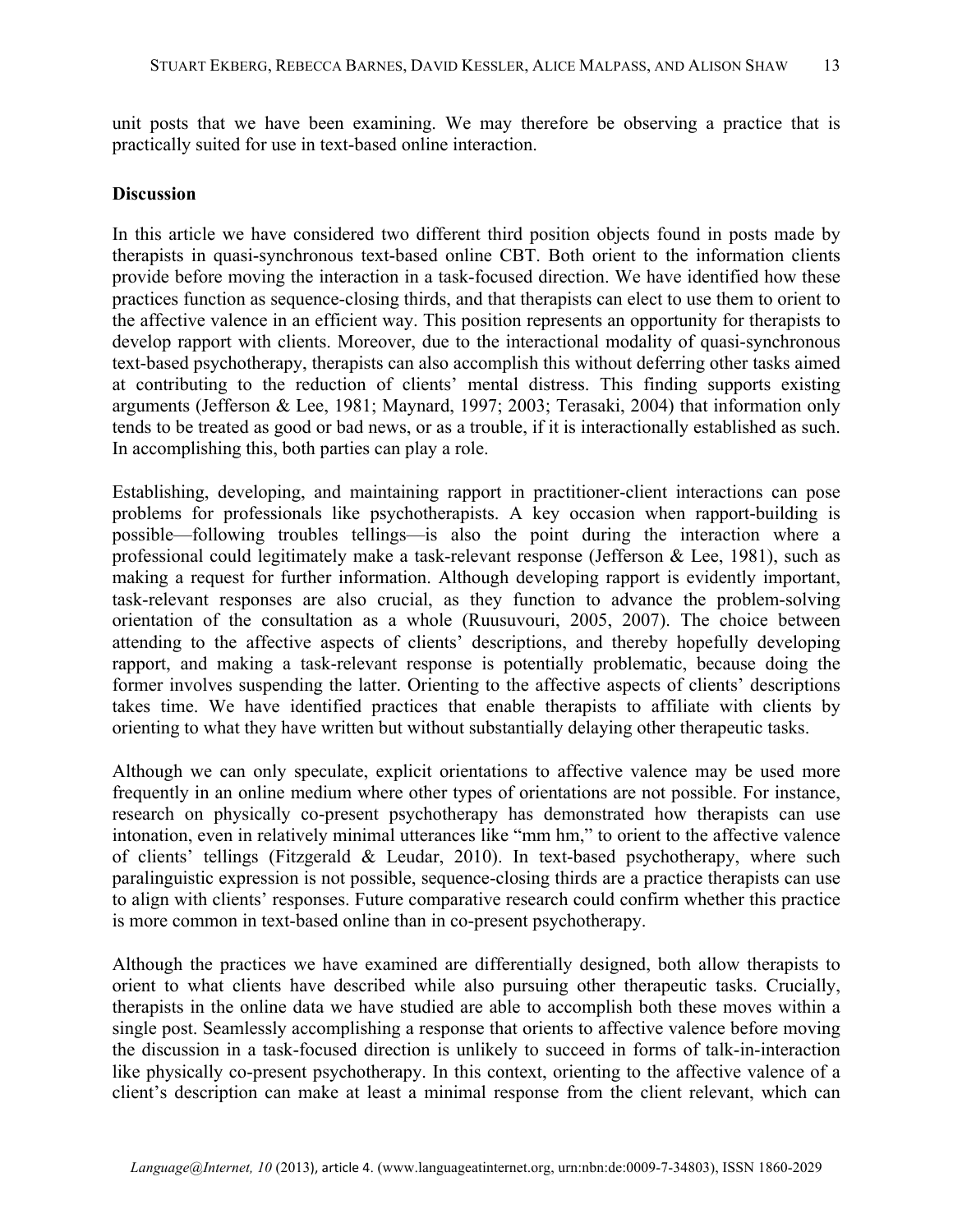unit posts that we have been examining. We may therefore be observing a practice that is practically suited for use in text-based online interaction.

**Discussion**

In this article we have considered two different third position objects found in posts made by therapists in quasi-synchronous text-based online CBT. Both orient to the information clients provide before moving the interaction in a task-focused direction. We have identified how these practices function as sequence-closing thirds, and that therapists can elect to use them to orient to the affective valence in an efficient way. This position represents an opportunity for therapists to develop rapport with clients. Moreover, due to the interactional modality of quasi-synchronous text-based psychotherapy, therapists can also accomplish this without deferring other tasks aimed at contributing to the reduction of clients' mental distress. This finding supports existing arguments (Jefferson & Lee, 1981; Maynard, 1997; 2003; Terasaki, 2004) that information only tends to be treated as good or bad news, or as a trouble, if it is interactionally established as such. In accomplishing this, both parties can play a role.

Establishing, developing, and maintaining rapport in practitioner-client interactions can pose problems for professionals like psychotherapists. A key occasion when rapport-building is possible—following troubles tellings—is also the point during the interaction where a professional could legitimately make a task-relevant response (Jefferson & Lee, 1981), such as making a request for further information. Although developing rapport is evidently important, task-relevant responses are also crucial, as they function to advance the problem-solving orientation of the consultation as a whole (Ruusuvouri, 2005, 2007). The choice between attending to the affective aspects of clients' descriptions, and thereby hopefully developing rapport, and making a task-relevant response is potentially problematic, because doing the former involves suspending the latter. Orienting to the affective aspects of clients' descriptions takes time. We have identified practices that enable therapists to affiliate with clients by orienting to what they have written but without substantially delaying other therapeutic tasks.

Although we can only speculate, explicit orientations to affective valence may be used more frequently in an online medium where other types of orientations are not possible. For instance, research on physically co-present psychotherapy has demonstrated how therapists can use intonation, even in relatively minimal utterances like "mm hm," to orient to the affective valence of clients' tellings (Fitzgerald & Leudar, 2010). In text-based psychotherapy, where such paralinguistic expression is not possible, sequence-closing thirds are a practice therapists can use to align with clients' responses. Future comparative research could confirm whether this practice is more common in text-based online than in co-present psychotherapy.

Although the practices we have examined are differentially designed, both allow therapists to orient to what clients have described while also pursuing other therapeutic tasks. Crucially, therapists in the online data we have studied are able to accomplish both these moves within a single post. Seamlessly accomplishing a response that orients to affective valence before moving the discussion in a task-focused direction is unlikely to succeed in forms of talk-in-interaction like physically co-present psychotherapy. In this context, orienting to the affective valence of a client's description can make at least a minimal response from the client relevant, which can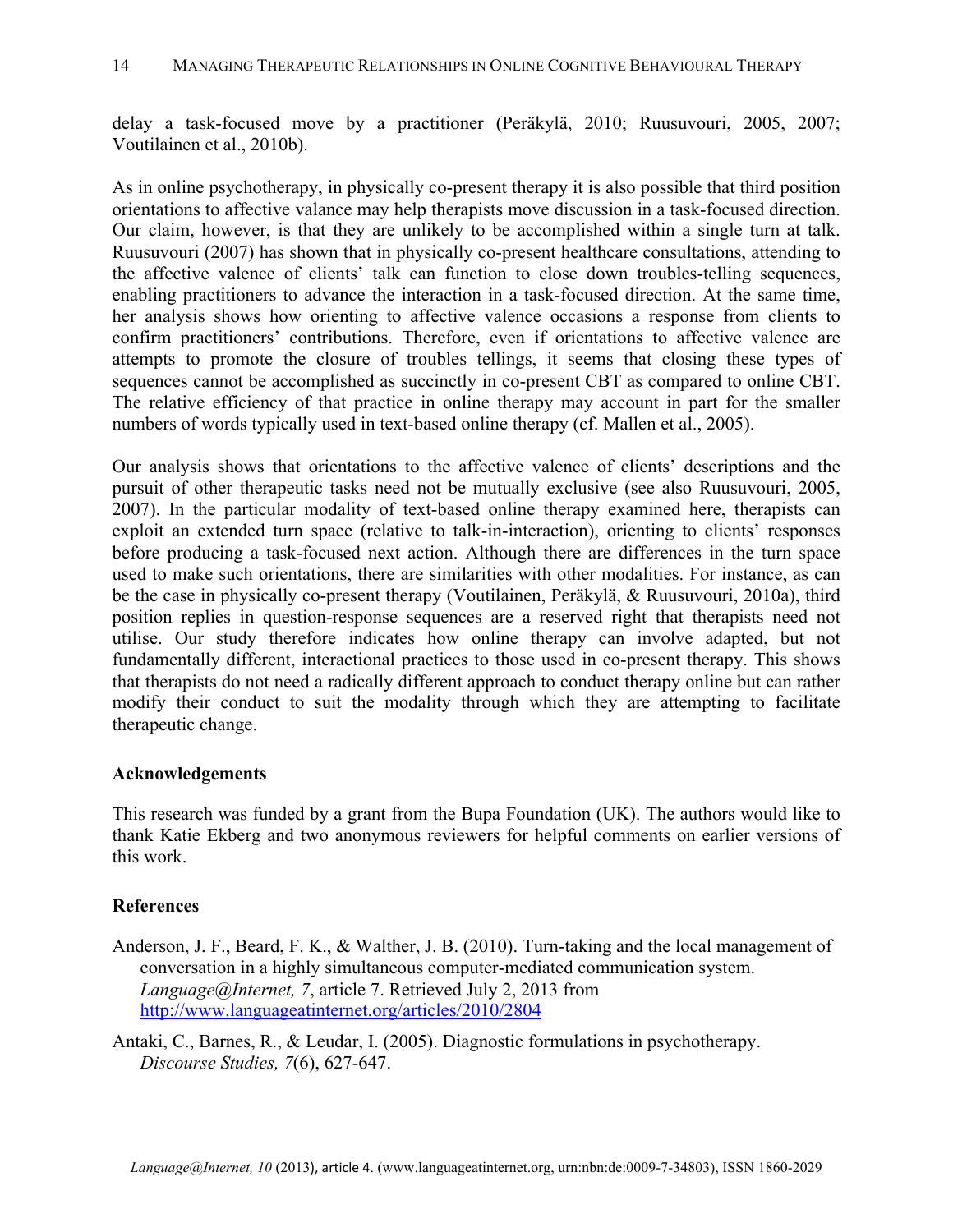delay a task-focused move by a practitioner (Peräkylä, 2010; Ruusuvouri, 2005, 2007; Voutilainen et al., 2010b).

As in online psychotherapy, in physically co-present therapy it is also possible that third position orientations to affective valance may help therapists move discussion in a task-focused direction. Our claim, however, is that they are unlikely to be accomplished within a single turn at talk. Ruusuvouri (2007) has shown that in physically co-present healthcare consultations, attending to the affective valence of clients' talk can function to close down troubles-telling sequences, enabling practitioners to advance the interaction in a task-focused direction. At the same time, her analysis shows how orienting to affective valence occasions a response from clients to confirm practitioners' contributions. Therefore, even if orientations to affective valence are attempts to promote the closure of troubles tellings, it seems that closing these types of sequences cannot be accomplished as succinctly in co-present CBT as compared to online CBT. The relative efficiency of that practice in online therapy may account in part for the smaller numbers of words typically used in text-based online therapy (cf. Mallen et al., 2005).

Our analysis shows that orientations to the affective valence of clients' descriptions and the pursuit of other therapeutic tasks need not be mutually exclusive (see also Ruusuvouri, 2005, 2007). In the particular modality of text-based online therapy examined here, therapists can exploit an extended turn space (relative to talk-in-interaction), orienting to clients' responses before producing a task-focused next action. Although there are differences in the turn space used to make such orientations, there are similarities with other modalities. For instance, as can be the case in physically co-present therapy (Voutilainen, Peräkylä, & Ruusuvouri, 2010a), third position replies in question-response sequences are a reserved right that therapists need not utilise. Our study therefore indicates how online therapy can involve adapted, but not fundamentally different, interactional practices to those used in co-present therapy. This shows that therapists do not need a radically different approach to conduct therapy online but can rather modify their conduct to suit the modality through which they are attempting to facilitate therapeutic change.

## Acknowledgements

This research was funded by a grant from the Bupa Foundation (UK). The authors would like to thank Katie Ekberg and two anonymous reviewers for helpful comments on earlier versions of this work.

## References

Anderson, J. F., Beard, F. K., & Walther, J. B. (2010). Turn-taking and the local management of conversation in a highly simultaneous computer-mediated communication system. *Language@Internet, 7*, article 7. Retrieved July 2, 2013 from http://www.languageatinternet.org/articles/2010/2804

Antaki, C., Barnes, R., & Leudar, I. (2005). Diagnostic formulations in psychotherapy. *Discourse Studies, 7*(6), 627-647.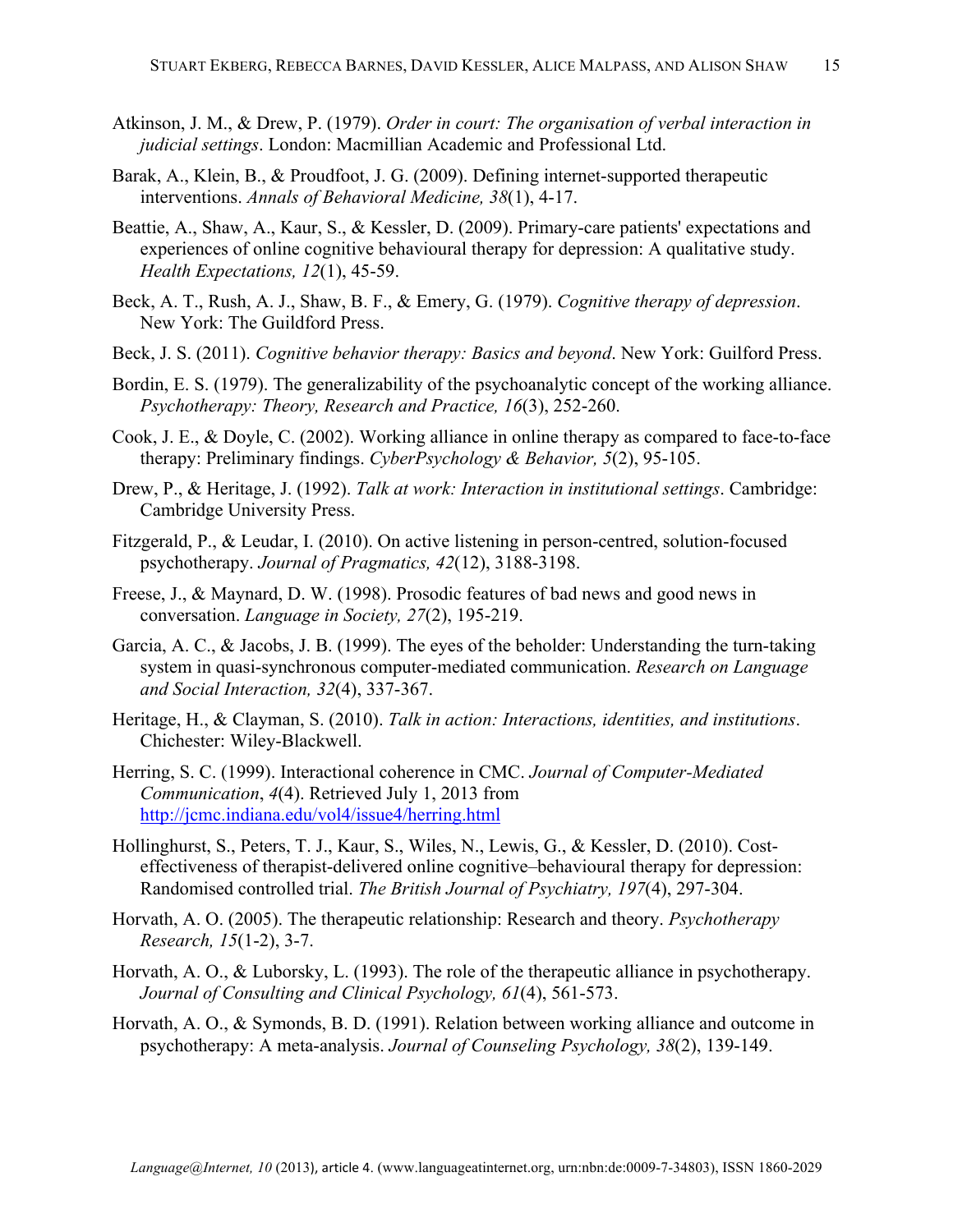Atkinson, J. M., & Drew, P. (1979). *Order in court: The organisation of verbal interaction in judicial settings*. London: Macmillian Academic and Professional Ltd.

Barak, A., Klein, B., & Proudfoot, J. G. (2009). Defining internet-supported therapeutic interventions. *Annals of Behavioral Medicine, 38*(1), 4-17.

Beattie, A., Shaw, A., Kaur, S., & Kessler, D. (2009). Primary-care patients' expectations and experiences of online cognitive behavioural therapy for depression: A qualitative study. *Health Expectations, 12*(1), 45-59.

Beck, A. T., Rush, A. J., Shaw, B. F., & Emery, G. (1979). *Cognitive therapy of depression*. New York: The Guildford Press.

Beck, J. S. (2011). *Cognitive behavior therapy: Basics and beyond*. New York: Guilford Press.

Bordin, E. S. (1979). The generalizability of the psychoanalytic concept of the working alliance. *Psychotherapy: Theory, Research and Practice, 16*(3), 252-260.

Cook, J. E., & Doyle, C. (2002). Working alliance in online therapy as compared to face-to-face therapy: Preliminary findings. *CyberPsychology & Behavior, 5*(2), 95-105.

Drew, P., & Heritage, J. (1992). *Talk at work: Interaction in institutional settings*. Cambridge: Cambridge University Press.

Fitzgerald, P., & Leudar, I. (2010). On active listening in person-centred, solution-focused psychotherapy. *Journal of Pragmatics, 42*(12), 3188-3198.

Freese, J., & Maynard, D. W. (1998). Prosodic features of bad news and good news in conversation. *Language in Society, 27*(2), 195-219.

Garcia, A. C., & Jacobs, J. B. (1999). The eyes of the beholder: Understanding the turn-taking system in quasi-synchronous computer-mediated communication. *Research on Language and Social Interaction, 32*(4), 337-367.

Heritage, H., & Clayman, S. (2010). *Talk in action: Interactions, identities, and institutions*. Chichester: Wiley-Blackwell.

Herring, S. C. (1999). Interactional coherence in CMC. *Journal of Computer-Mediated Communication*, *4*(4). Retrieved July 1, 2013 from http://jcmc.indiana.edu/vol4/issue4/herring.html

Hollinghurst, S., Peters, T. J., Kaur, S., Wiles, N., Lewis, G., & Kessler, D. (2010). Cost-effectiveness of therapist-delivered online cognitive–behavioural therapy for depression: Randomised controlled trial. *The British Journal of Psychiatry, 197*(4), 297-304.

Horvath, A. O. (2005). The therapeutic relationship: Research and theory. *Psychotherapy Research, 15*(1-2), 3-7.

Horvath, A. O., & Luborsky, L. (1993). The role of the therapeutic alliance in psychotherapy. *Journal of Consulting and Clinical Psychology, 61*(4), 561-573.

Horvath, A. O., & Symonds, B. D. (1991). Relation between working alliance and outcome in psychotherapy: A meta-analysis. *Journal of Counseling Psychology, 38*(2), 139-149.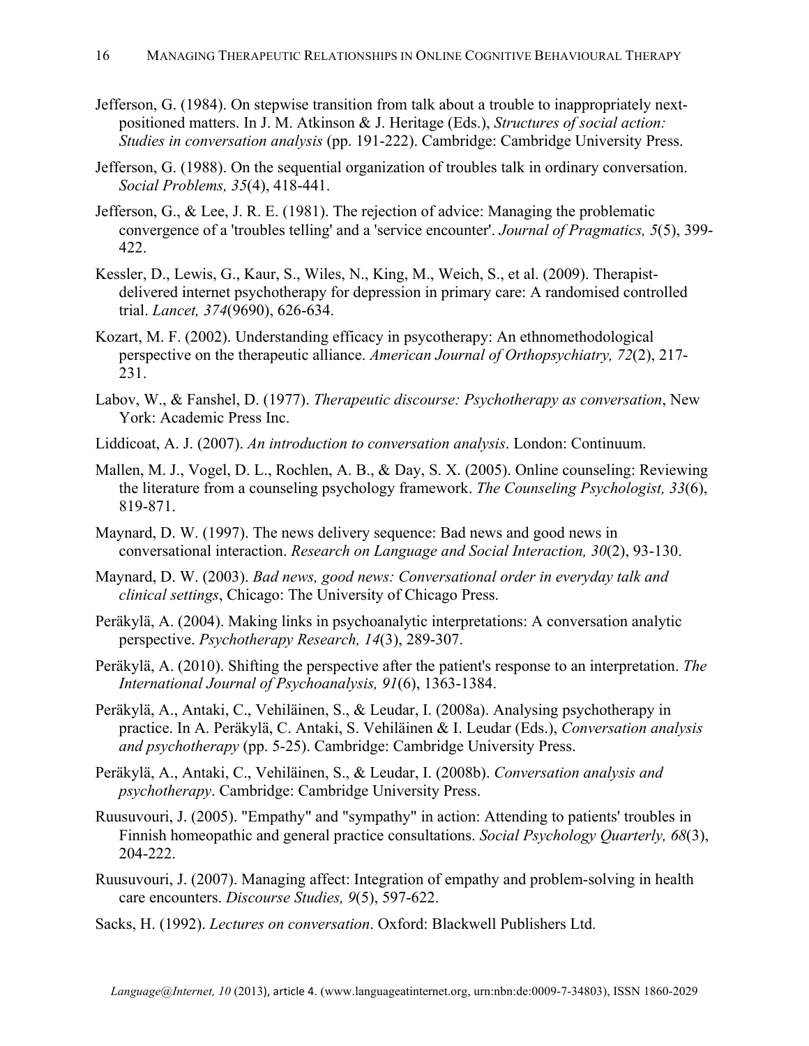Jefferson, G. (1984). On stepwise transition from talk about a trouble to inappropriately next-positioned matters. In J. M. Atkinson & J. Heritage (Eds.), *Structures of social action: Studies in conversation analysis* (pp. 191-222). Cambridge: Cambridge University Press.

Jefferson, G. (1988). On the sequential organization of troubles talk in ordinary conversation. *Social Problems, 35*(4), 418-441.

Jefferson, G., & Lee, J. R. E. (1981). The rejection of advice: Managing the problematic convergence of a 'troubles telling' and a 'service encounter'. *Journal of Pragmatics, 5*(5), 399-422.

Kessler, D., Lewis, G., Kaur, S., Wiles, N., King, M., Weich, S., et al. (2009). Therapist-delivered internet psychotherapy for depression in primary care: A randomised controlled trial. *Lancet, 374*(9690), 626-634.

Kozart, M. F. (2002). Understanding efficacy in psycotherapy: An ethnomethodological perspective on the therapeutic alliance. *American Journal of Orthopsychiatry, 72*(2), 217-231.

Labov, W., & Fanshel, D. (1977). *Therapeutic discourse: Psychotherapy as conversation*, New York: Academic Press Inc.

Liddicoat, A. J. (2007). *An introduction to conversation analysis*. London: Continuum.

Mallen, M. J., Vogel, D. L., Rochlen, A. B., & Day, S. X. (2005). Online counseling: Reviewing the literature from a counseling psychology framework. *The Counseling Psychologist, 33*(6), 819-871.

Maynard, D. W. (1997). The news delivery sequence: Bad news and good news in conversational interaction. *Research on Language and Social Interaction, 30*(2), 93-130.

Maynard, D. W. (2003). *Bad news, good news: Conversational order in everyday talk and clinical settings*, Chicago: The University of Chicago Press.

Peräkylä, A. (2004). Making links in psychoanalytic interpretations: A conversation analytic perspective. *Psychotherapy Research, 14*(3), 289-307.

Peräkylä, A. (2010). Shifting the perspective after the patient's response to an interpretation. *The International Journal of Psychoanalysis, 91*(6), 1363-1384.

Peräkylä, A., Antaki, C., Vehiläinen, S., & Leudar, I. (2008a). Analysing psychotherapy in practice. In A. Peräkylä, C. Antaki, S. Vehiläinen & I. Leudar (Eds.), *Conversation analysis and psychotherapy* (pp. 5-25). Cambridge: Cambridge University Press.

Peräkylä, A., Antaki, C., Vehiläinen, S., & Leudar, I. (2008b). *Conversation analysis and psychotherapy*. Cambridge: Cambridge University Press.

Ruusuvouri, J. (2005). "Empathy" and "sympathy" in action: Attending to patients' troubles in Finnish homeopathic and general practice consultations. *Social Psychology Quarterly, 68*(3), 204-222.

Ruusuvouri, J. (2007). Managing affect: Integration of empathy and problem-solving in health care encounters. *Discourse Studies, 9*(5), 597-622.

Sacks, H. (1992). *Lectures on conversation*. Oxford: Blackwell Publishers Ltd.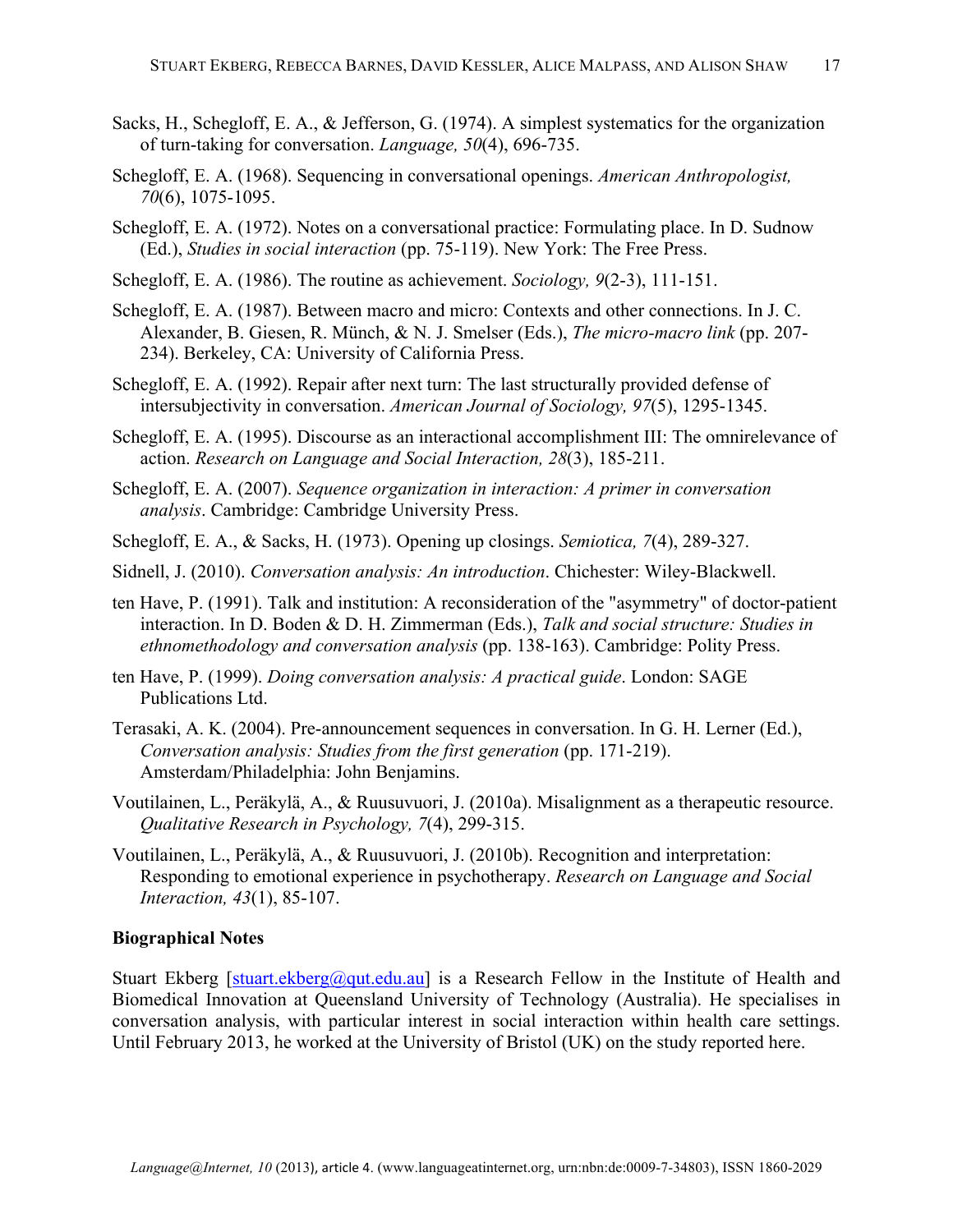Sacks, H., Schegloff, E. A., & Jefferson, G. (1974). A simplest systematics for the organization of turn-taking for conversation. *Language, 50*(4), 696-735.

Schegloff, E. A. (1968). Sequencing in conversational openings. *American Anthropologist, 70*(6), 1075-1095.

Schegloff, E. A. (1972). Notes on a conversational practice: Formulating place. In D. Sudnow (Ed.), *Studies in social interaction* (pp. 75-119). New York: The Free Press.

Schegloff, E. A. (1986). The routine as achievement. *Sociology, 9*(2-3), 111-151.

Schegloff, E. A. (1987). Between macro and micro: Contexts and other connections. In J. C. Alexander, B. Giesen, R. Münch, & N. J. Smelser (Eds.), *The micro-macro link* (pp. 207-234). Berkeley, CA: University of California Press.

Schegloff, E. A. (1992). Repair after next turn: The last structurally provided defense of intersubjectivity in conversation. *American Journal of Sociology, 97*(5), 1295-1345.

Schegloff, E. A. (1995). Discourse as an interactional accomplishment III: The omnirelevance of action. *Research on Language and Social Interaction, 28*(3), 185-211.

Schegloff, E. A. (2007). *Sequence organization in interaction: A primer in conversation analysis*. Cambridge: Cambridge University Press.

Schegloff, E. A., & Sacks, H. (1973). Opening up closings. *Semiotica, 7*(4), 289-327.

Sidnell, J. (2010). *Conversation analysis: An introduction*. Chichester: Wiley-Blackwell.

ten Have, P. (1991). Talk and institution: A reconsideration of the "asymmetry" of doctor-patient interaction. In D. Boden & D. H. Zimmerman (Eds.), *Talk and social structure: Studies in ethnomethodology and conversation analysis* (pp. 138-163). Cambridge: Polity Press.

ten Have, P. (1999). *Doing conversation analysis: A practical guide*. London: SAGE Publications Ltd.

Terasaki, A. K. (2004). Pre-announcement sequences in conversation. In G. H. Lerner (Ed.), *Conversation analysis: Studies from the first generation* (pp. 171-219). Amsterdam/Philadelphia: John Benjamins.

Voutilainen, L., Peräkylä, A., & Ruusuvuori, J. (2010a). Misalignment as a therapeutic resource. *Qualitative Research in Psychology, 7*(4), 299-315.

Voutilainen, L., Peräkylä, A., & Ruusuvuori, J. (2010b). Recognition and interpretation: Responding to emotional experience in psychotherapy. *Research on Language and Social Interaction, 43*(1), 85-107.

**Biographical Notes**

Stuart Ekberg [stuart.ekberg@qut.edu.au] is a Research Fellow in the Institute of Health and Biomedical Innovation at Queensland University of Technology (Australia). He specialises in conversation analysis, with particular interest in social interaction within health care settings. Until February 2013, he worked at the University of Bristol (UK) on the study reported here.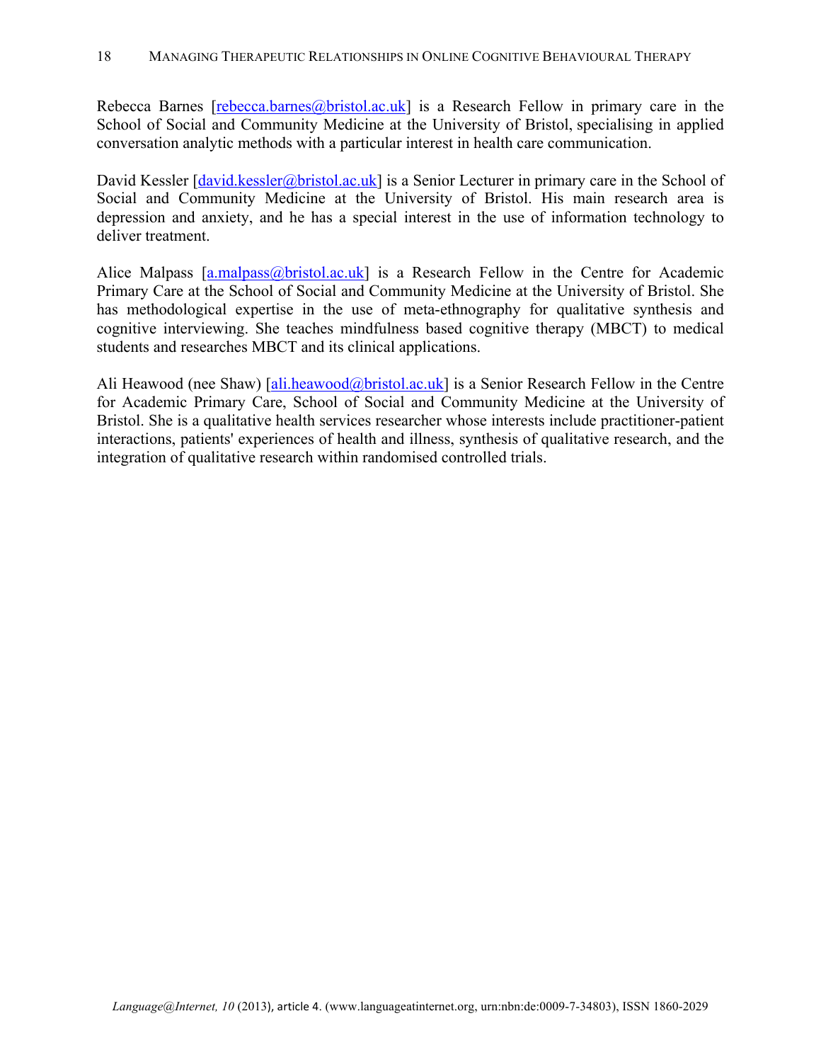Rebecca Barnes [rebecca.barnes@bristol.ac.uk] is a Research Fellow in primary care in the School of Social and Community Medicine at the University of Bristol, specialising in applied conversation analytic methods with a particular interest in health care communication.

David Kessler [david.kessler@bristol.ac.uk] is a Senior Lecturer in primary care in the School of Social and Community Medicine at the University of Bristol. His main research area is depression and anxiety, and he has a special interest in the use of information technology to deliver treatment.

Alice Malpass [a.malpass@bristol.ac.uk] is a Research Fellow in the Centre for Academic Primary Care at the School of Social and Community Medicine at the University of Bristol. She has methodological expertise in the use of meta-ethnography for qualitative synthesis and cognitive interviewing. She teaches mindfulness based cognitive therapy (MBCT) to medical students and researches MBCT and its clinical applications.

Ali Heawood (nee Shaw) [ali.heawood@bristol.ac.uk] is a Senior Research Fellow in the Centre for Academic Primary Care, School of Social and Community Medicine at the University of Bristol. She is a qualitative health services researcher whose interests include practitioner-patient interactions, patients' experiences of health and illness, synthesis of qualitative research, and the integration of qualitative research within randomised controlled trials.